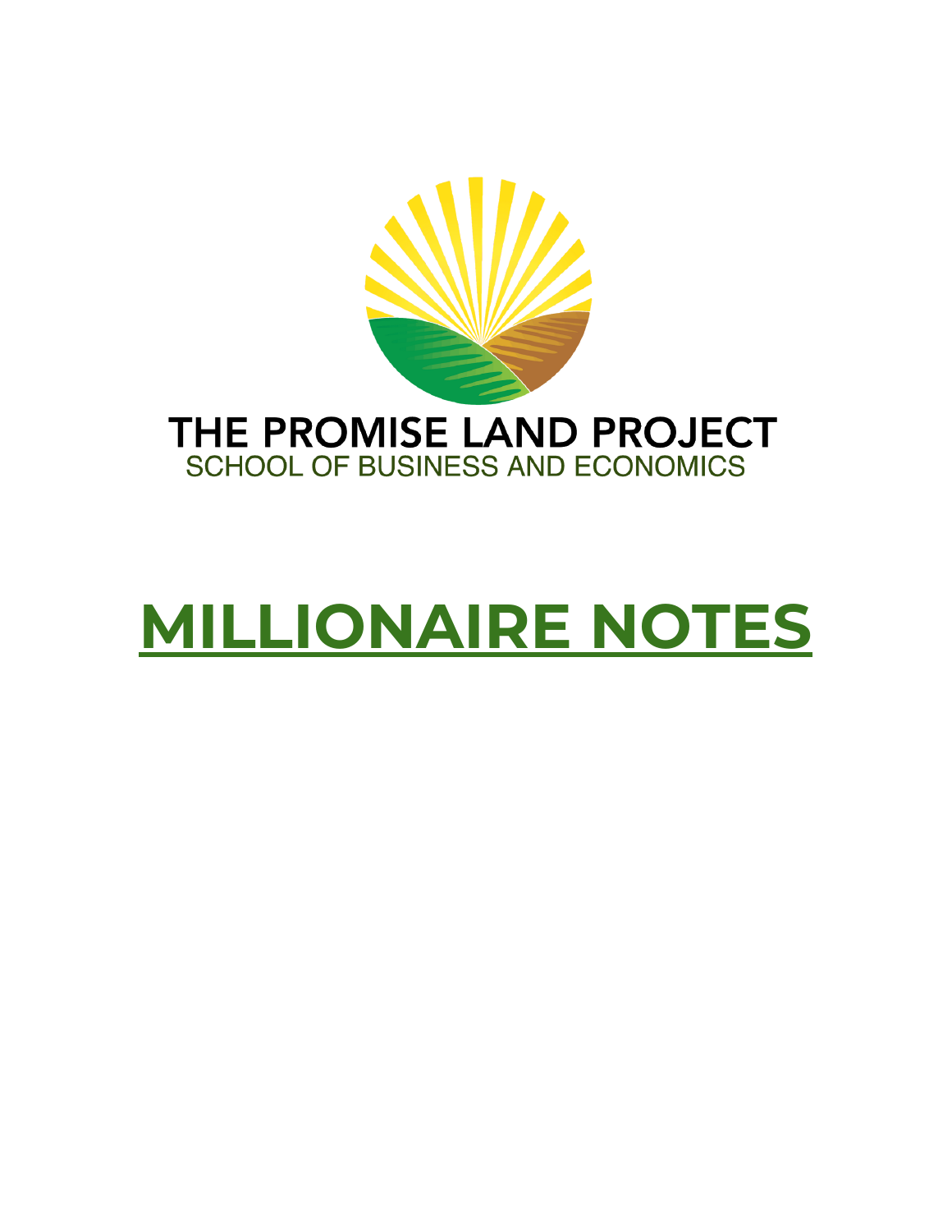THE PROMISE LAND PROJECT
SCHOOL OF BUSINESS AND ECONOMICS

# MILLIONAIRE NOTES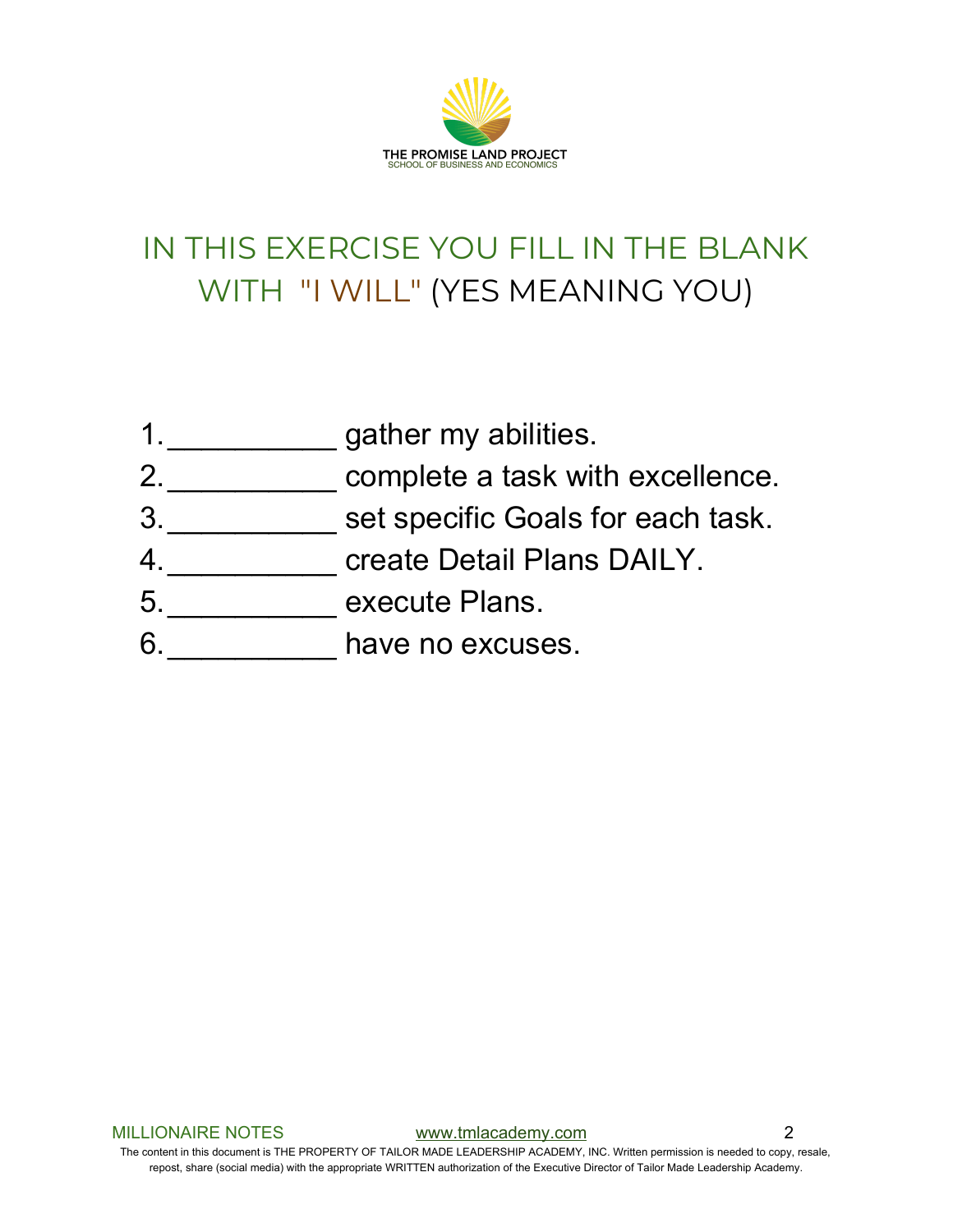THE PROMISE LAND PROJECT
SCHOOL OF BUSINESS AND ECONOMICS

## IN THIS EXERCISE YOU FILL IN THE BLANK WITH "I WILL" (YES MEANING YOU)

1. __________ gather my abilities.
2. __________ complete a task with excellence.
3. __________ set specific Goals for each task.
4. __________ create Detail Plans DAILY.
5. __________ execute Plans.
6. __________ have no excuses.

The content in this document is THE PROPERTY OF TAILOR MADE LEADERSHIP ACADEMY, INC. Written permission is needed to copy, resale, repost, share (social media) with the appropriate WRITTEN authorization of the Executive Director of Tailor Made Leadership Academy.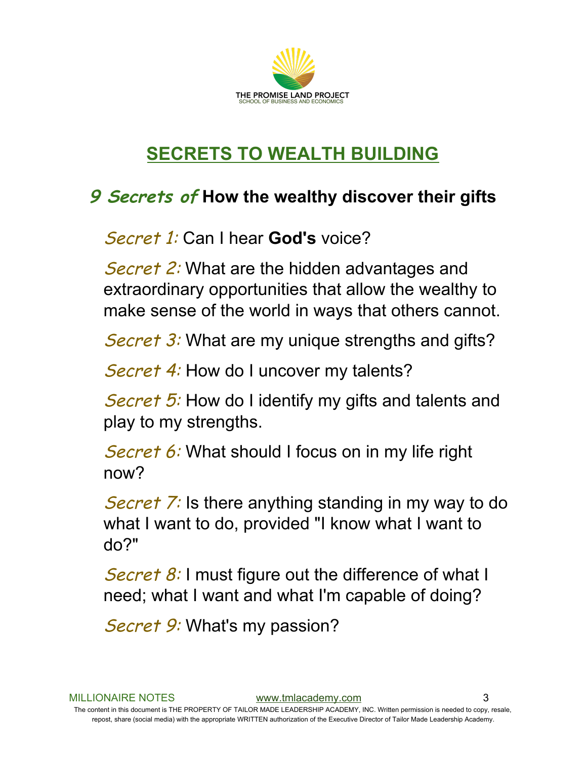THE PROMISE LAND PROJECT
SCHOOL OF BUSINESS AND ECONOMICS

# SECRETS TO WEALTH BUILDING

## *9 Secrets of* How the wealthy discover their gifts

*Secret 1:* Can I hear **God's** voice?

*Secret 2:* What are the hidden advantages and extraordinary opportunities that allow the wealthy to make sense of the world in ways that others cannot.

*Secret 3:* What are my unique strengths and gifts?

*Secret 4:* How do I uncover my talents?

*Secret 5:* How do I identify my gifts and talents and play to my strengths.

*Secret 6:* What should I focus on in my life right now?

*Secret 7:* Is there anything standing in my way to do what I want to do, provided "I know what I want to do?"

*Secret 8:* I must figure out the difference of what I need; what I want and what I'm capable of doing?

*Secret 9:* What's my passion?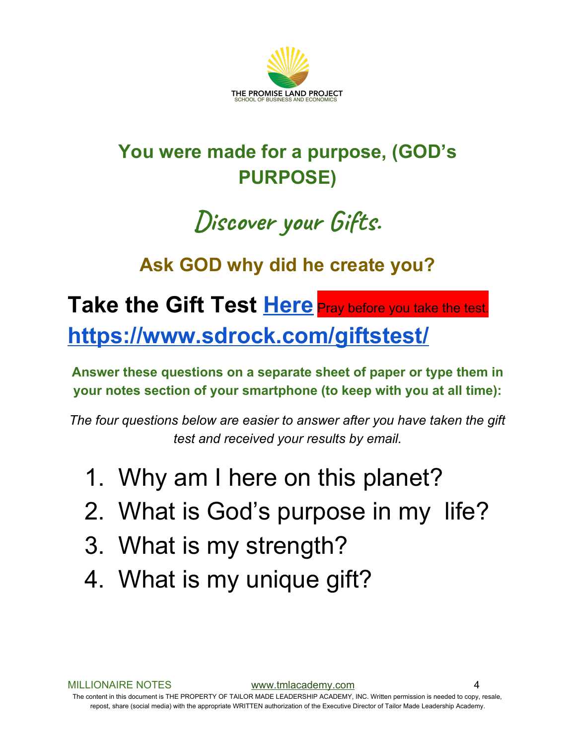THE PROMISE LAND PROJECT
SCHOOL OF BUSINESS AND ECONOMICS

## You were made for a purpose, (GOD's PURPOSE)

## Discover your Gifts.

### Ask GOD why did he create you?

## Take the Gift Test Here Pray before you take the test.

## https://www.sdrock.com/giftstest/

**Answer these questions on a separate sheet of paper or type them in your notes section of your smartphone (to keep with you at all time):**

*The four questions below are easier to answer after you have taken the gift test and received your results by email.*

1. Why am I here on this planet?
2. What is God's purpose in my life?
3. What is my strength?
4. What is my unique gift?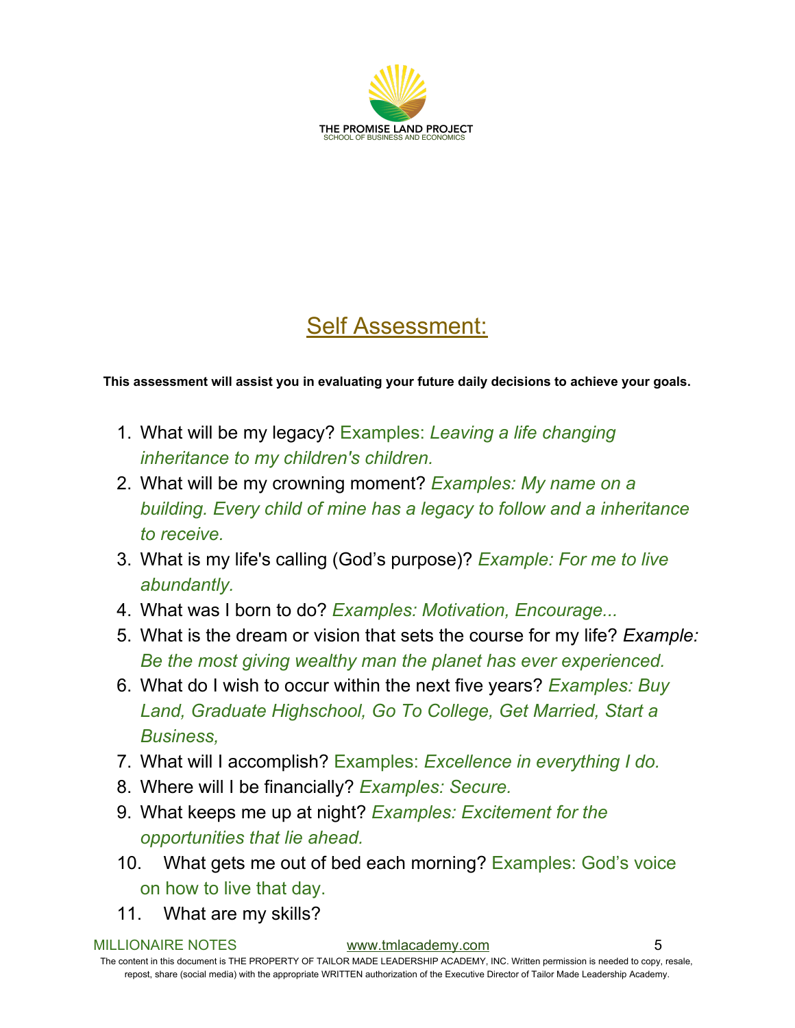THE PROMISE LAND PROJECT
SCHOOL OF BUSINESS AND ECONOMICS

# Self Assessment:

**This assessment will assist you in evaluating your future daily decisions to achieve your goals.**

1. What will be my legacy? Examples: *Leaving a life changing inheritance to my children's children.*
2. What will be my crowning moment? *Examples: My name on a building. Every child of mine has a legacy to follow and a inheritance to receive.*
3. What is my life's calling (God's purpose)? *Example: For me to live abundantly.*
4. What was I born to do? *Examples: Motivation, Encourage...*
5. What is the dream or vision that sets the course for my life? *Example: Be the most giving wealthy man the planet has ever experienced.*
6. What do I wish to occur within the next five years? *Examples: Buy Land, Graduate Highschool, Go To College, Get Married, Start a Business,*
7. What will I accomplish? Examples: *Excellence in everything I do.*
8. Where will I be financially? *Examples: Secure.*
9. What keeps me up at night? *Examples: Excitement for the opportunities that lie ahead.*
10. What gets me out of bed each morning? Examples: God's voice on how to live that day.
11. What are my skills?

The content in this document is THE PROPERTY OF TAILOR MADE LEADERSHIP ACADEMY, INC. Written permission is needed to copy, resale, repost, share (social media) with the appropriate WRITTEN authorization of the Executive Director of Tailor Made Leadership Academy.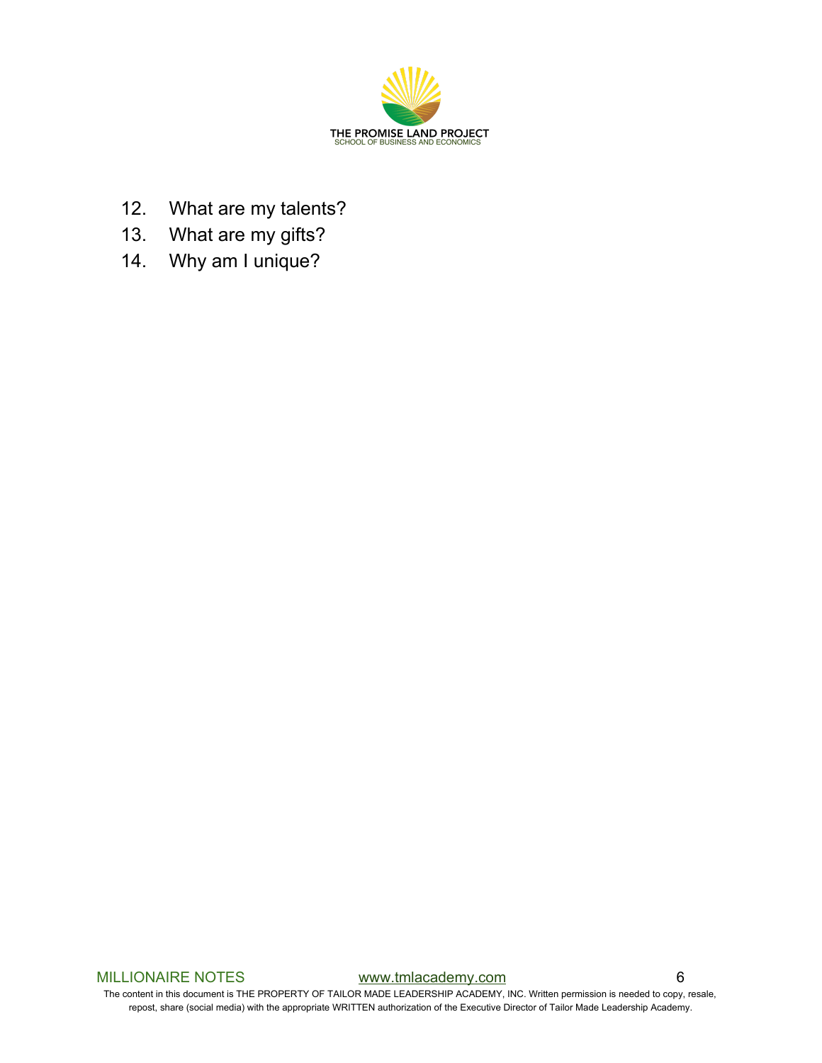12. What are my talents?
13. What are my gifts?
14. Why am I unique?